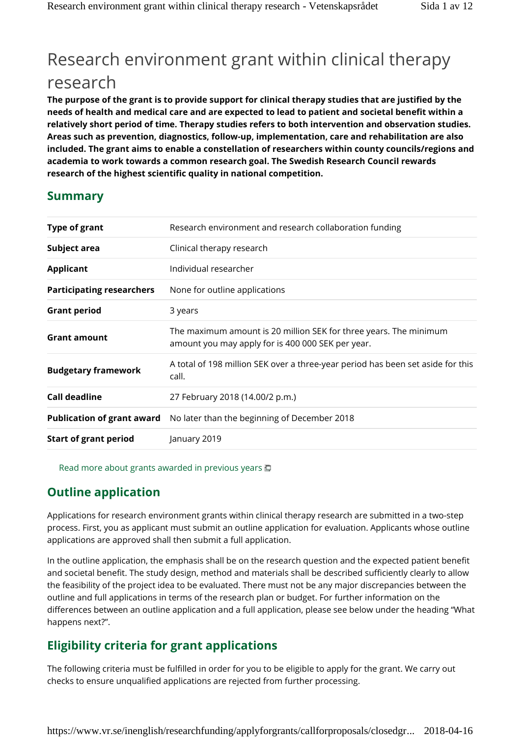# Research environment grant within clinical therapy research

**The purpose of the grant is to provide support for clinical therapy studies that are justified by the needs of health and medical care and are expected to lead to patient and societal benefit within a relatively short period of time. Therapy studies refers to both intervention and observation studies. Areas such as prevention, diagnostics, follow-up, implementation, care and rehabilitation are also included. The grant aims to enable a constellation of researchers within county councils/regions and academia to work towards a common research goal. The Swedish Research Council rewards research of the highest scientific quality in national competition.**

## Summary

| | |
|---|---|
| **Type of grant** | Research environment and research collaboration funding |
| **Subject area** | Clinical therapy research |
| **Applicant** | Individual researcher |
| **Participating researchers** | None for outline applications |
| **Grant period** | 3 years |
| **Grant amount** | The maximum amount is 20 million SEK for three years. The minimum amount you may apply for is 400 000 SEK per year. |
| **Budgetary framework** | A total of 198 million SEK over a three-year period has been set aside for this call. |
| **Call deadline** | 27 February 2018 (14.00/2 p.m.) |
| **Publication of grant award** | No later than the beginning of December 2018 |
| **Start of grant period** | January 2019 |

Read more about grants awarded in previous years

## Outline application

Applications for research environment grants within clinical therapy research are submitted in a two-step process. First, you as applicant must submit an outline application for evaluation. Applicants whose outline applications are approved shall then submit a full application.

In the outline application, the emphasis shall be on the research question and the expected patient benefit and societal benefit. The study design, method and materials shall be described sufficiently clearly to allow the feasibility of the project idea to be evaluated. There must not be any major discrepancies between the outline and full applications in terms of the research plan or budget. For further information on the differences between an outline application and a full application, please see below under the heading "What happens next?".

## Eligibility criteria for grant applications

The following criteria must be fulfilled in order for you to be eligible to apply for the grant. We carry out checks to ensure unqualified applications are rejected from further processing.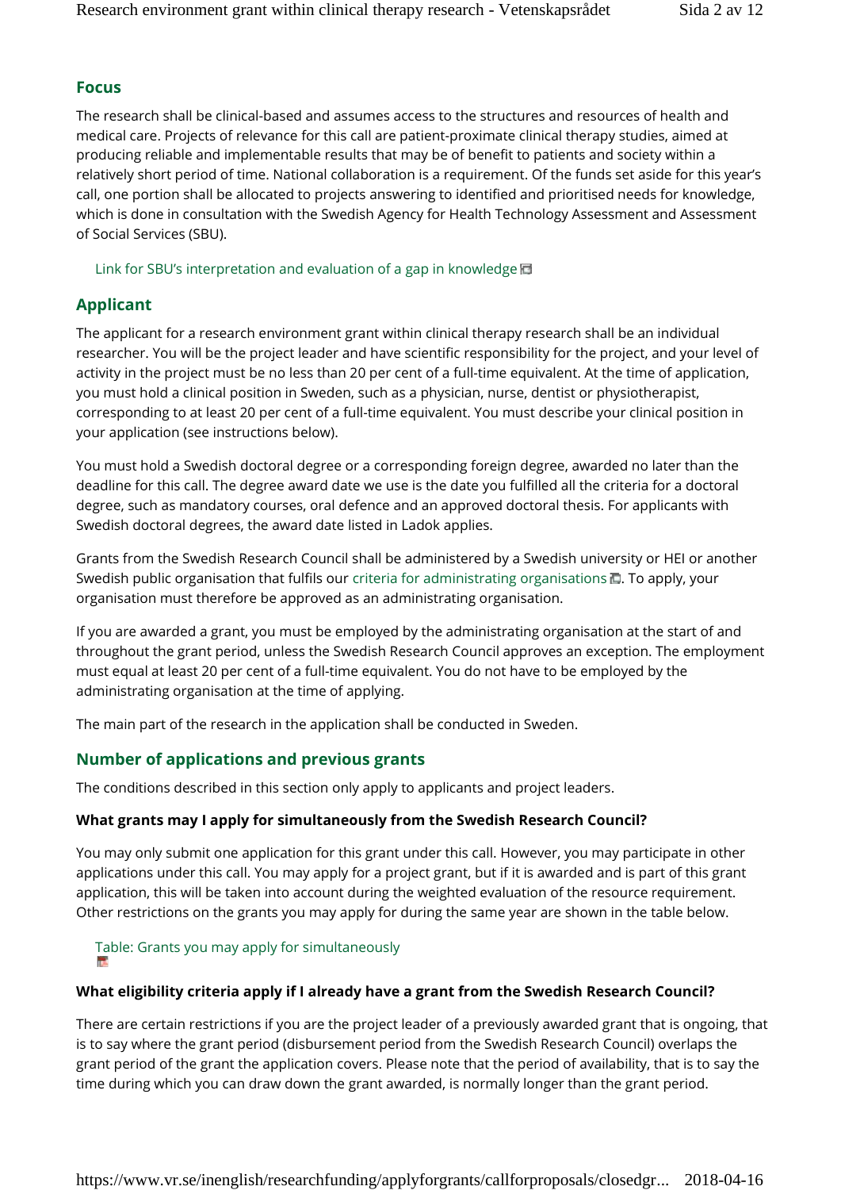## Focus

The research shall be clinical-based and assumes access to the structures and resources of health and medical care. Projects of relevance for this call are patient-proximate clinical therapy studies, aimed at producing reliable and implementable results that may be of benefit to patients and society within a relatively short period of time. National collaboration is a requirement. Of the funds set aside for this year's call, one portion shall be allocated to projects answering to identified and prioritised needs for knowledge, which is done in consultation with the Swedish Agency for Health Technology Assessment and Assessment of Social Services (SBU).

Link for SBU's interpretation and evaluation of a gap in knowledge

## Applicant

The applicant for a research environment grant within clinical therapy research shall be an individual researcher. You will be the project leader and have scientific responsibility for the project, and your level of activity in the project must be no less than 20 per cent of a full-time equivalent. At the time of application, you must hold a clinical position in Sweden, such as a physician, nurse, dentist or physiotherapist, corresponding to at least 20 per cent of a full-time equivalent. You must describe your clinical position in your application (see instructions below).

You must hold a Swedish doctoral degree or a corresponding foreign degree, awarded no later than the deadline for this call. The degree award date we use is the date you fulfilled all the criteria for a doctoral degree, such as mandatory courses, oral defence and an approved doctoral thesis. For applicants with Swedish doctoral degrees, the award date listed in Ladok applies.

Grants from the Swedish Research Council shall be administered by a Swedish university or HEI or another Swedish public organisation that fulfils our criteria for administrating organisations. To apply, your organisation must therefore be approved as an administrating organisation.

If you are awarded a grant, you must be employed by the administrating organisation at the start of and throughout the grant period, unless the Swedish Research Council approves an exception. The employment must equal at least 20 per cent of a full-time equivalent. You do not have to be employed by the administrating organisation at the time of applying.

The main part of the research in the application shall be conducted in Sweden.

## Number of applications and previous grants

The conditions described in this section only apply to applicants and project leaders.

### What grants may I apply for simultaneously from the Swedish Research Council?

You may only submit one application for this grant under this call. However, you may participate in other applications under this call. You may apply for a project grant, but if it is awarded and is part of this grant application, this will be taken into account during the weighted evaluation of the resource requirement. Other restrictions on the grants you may apply for during the same year are shown in the table below.

Table: Grants you may apply for simultaneously

### What eligibility criteria apply if I already have a grant from the Swedish Research Council?

There are certain restrictions if you are the project leader of a previously awarded grant that is ongoing, that is to say where the grant period (disbursement period from the Swedish Research Council) overlaps the grant period of the grant the application covers. Please note that the period of availability, that is to say the time during which you can draw down the grant awarded, is normally longer than the grant period.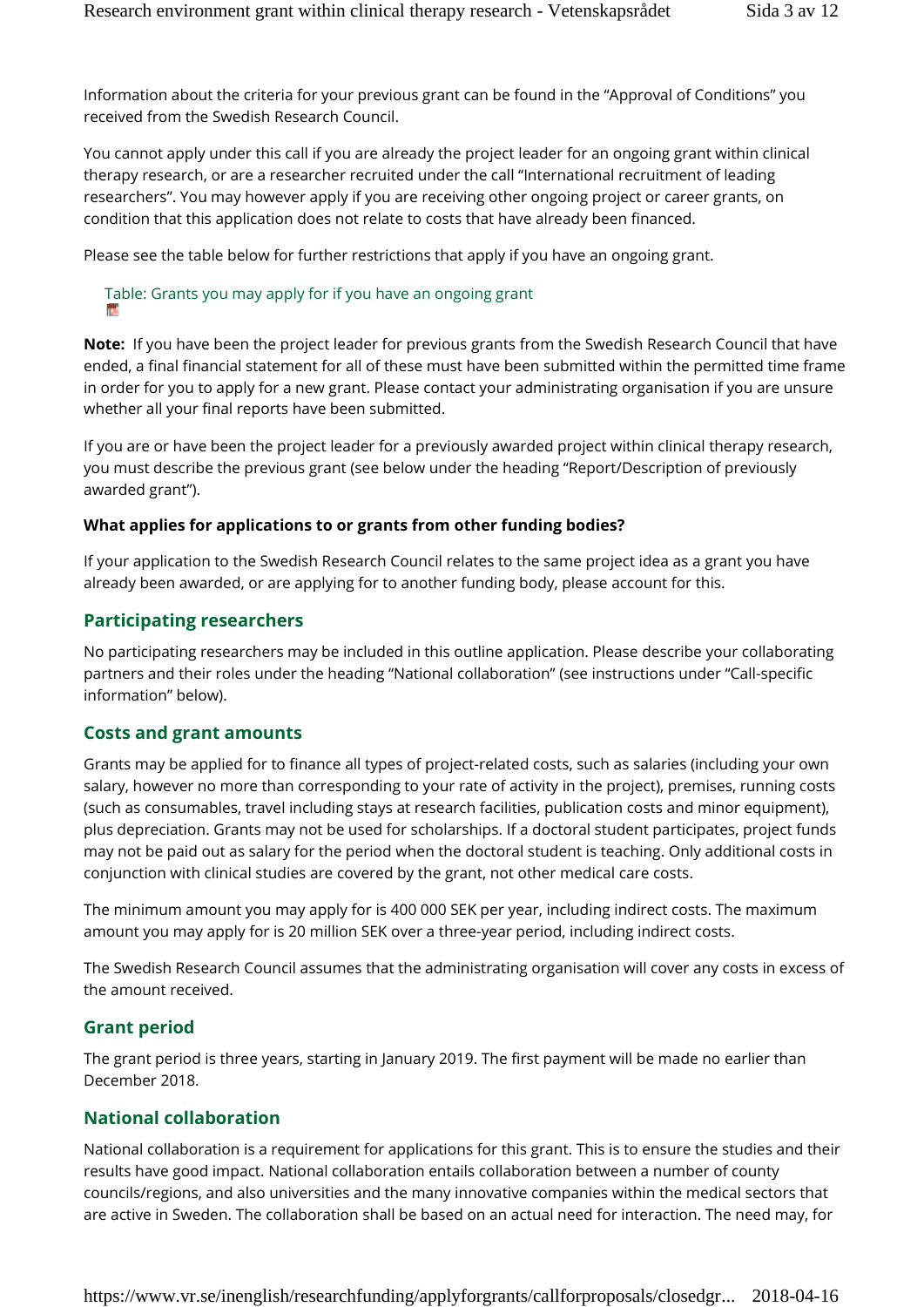Information about the criteria for your previous grant can be found in the "Approval of Conditions" you received from the Swedish Research Council.

You cannot apply under this call if you are already the project leader for an ongoing grant within clinical therapy research, or are a researcher recruited under the call "International recruitment of leading researchers". You may however apply if you are receiving other ongoing project or career grants, on condition that this application does not relate to costs that have already been financed.

Please see the table below for further restrictions that apply if you have an ongoing grant.

Table: Grants you may apply for if you have an ongoing grant

**Note:** If you have been the project leader for previous grants from the Swedish Research Council that have ended, a final financial statement for all of these must have been submitted within the permitted time frame in order for you to apply for a new grant. Please contact your administrating organisation if you are unsure whether all your final reports have been submitted.

If you are or have been the project leader for a previously awarded project within clinical therapy research, you must describe the previous grant (see below under the heading "Report/Description of previously awarded grant").

**What applies for applications to or grants from other funding bodies?**

If your application to the Swedish Research Council relates to the same project idea as a grant you have already been awarded, or are applying for to another funding body, please account for this.

## Participating researchers

No participating researchers may be included in this outline application. Please describe your collaborating partners and their roles under the heading "National collaboration" (see instructions under "Call-specific information" below).

## Costs and grant amounts

Grants may be applied for to finance all types of project-related costs, such as salaries (including your own salary, however no more than corresponding to your rate of activity in the project), premises, running costs (such as consumables, travel including stays at research facilities, publication costs and minor equipment), plus depreciation. Grants may not be used for scholarships. If a doctoral student participates, project funds may not be paid out as salary for the period when the doctoral student is teaching. Only additional costs in conjunction with clinical studies are covered by the grant, not other medical care costs.

The minimum amount you may apply for is 400 000 SEK per year, including indirect costs. The maximum amount you may apply for is 20 million SEK over a three-year period, including indirect costs.

The Swedish Research Council assumes that the administrating organisation will cover any costs in excess of the amount received.

## Grant period

The grant period is three years, starting in January 2019. The first payment will be made no earlier than December 2018.

## National collaboration

National collaboration is a requirement for applications for this grant. This is to ensure the studies and their results have good impact. National collaboration entails collaboration between a number of county councils/regions, and also universities and the many innovative companies within the medical sectors that are active in Sweden. The collaboration shall be based on an actual need for interaction. The need may, for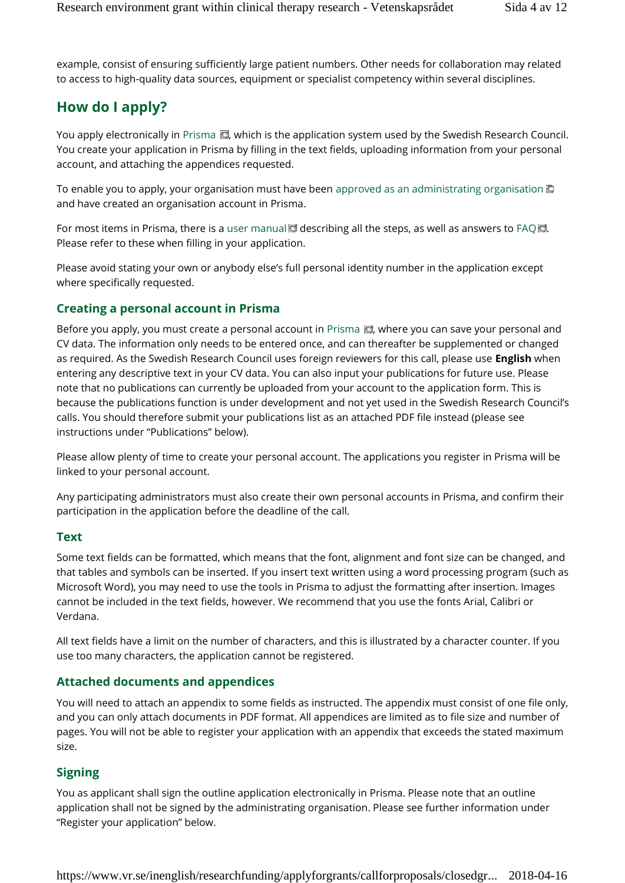example, consist of ensuring sufficiently large patient numbers. Other needs for collaboration may related to access to high-quality data sources, equipment or specialist competency within several disciplines.

## How do I apply?

You apply electronically in Prisma, which is the application system used by the Swedish Research Council. You create your application in Prisma by filling in the text fields, uploading information from your personal account, and attaching the appendices requested.

To enable you to apply, your organisation must have been approved as an administrating organisation and have created an organisation account in Prisma.

For most items in Prisma, there is a user manual describing all the steps, as well as answers to FAQ. Please refer to these when filling in your application.

Please avoid stating your own or anybody else's full personal identity number in the application except where specifically requested.

### Creating a personal account in Prisma

Before you apply, you must create a personal account in Prisma, where you can save your personal and CV data. The information only needs to be entered once, and can thereafter be supplemented or changed as required. As the Swedish Research Council uses foreign reviewers for this call, please use **English** when entering any descriptive text in your CV data. You can also input your publications for future use. Please note that no publications can currently be uploaded from your account to the application form. This is because the publications function is under development and not yet used in the Swedish Research Council's calls. You should therefore submit your publications list as an attached PDF file instead (please see instructions under "Publications" below).

Please allow plenty of time to create your personal account. The applications you register in Prisma will be linked to your personal account.

Any participating administrators must also create their own personal accounts in Prisma, and confirm their participation in the application before the deadline of the call.

### Text

Some text fields can be formatted, which means that the font, alignment and font size can be changed, and that tables and symbols can be inserted. If you insert text written using a word processing program (such as Microsoft Word), you may need to use the tools in Prisma to adjust the formatting after insertion. Images cannot be included in the text fields, however. We recommend that you use the fonts Arial, Calibri or Verdana.

All text fields have a limit on the number of characters, and this is illustrated by a character counter. If you use too many characters, the application cannot be registered.

### Attached documents and appendices

You will need to attach an appendix to some fields as instructed. The appendix must consist of one file only, and you can only attach documents in PDF format. All appendices are limited as to file size and number of pages. You will not be able to register your application with an appendix that exceeds the stated maximum size.

### Signing

You as applicant shall sign the outline application electronically in Prisma. Please note that an outline application shall not be signed by the administrating organisation. Please see further information under "Register your application" below.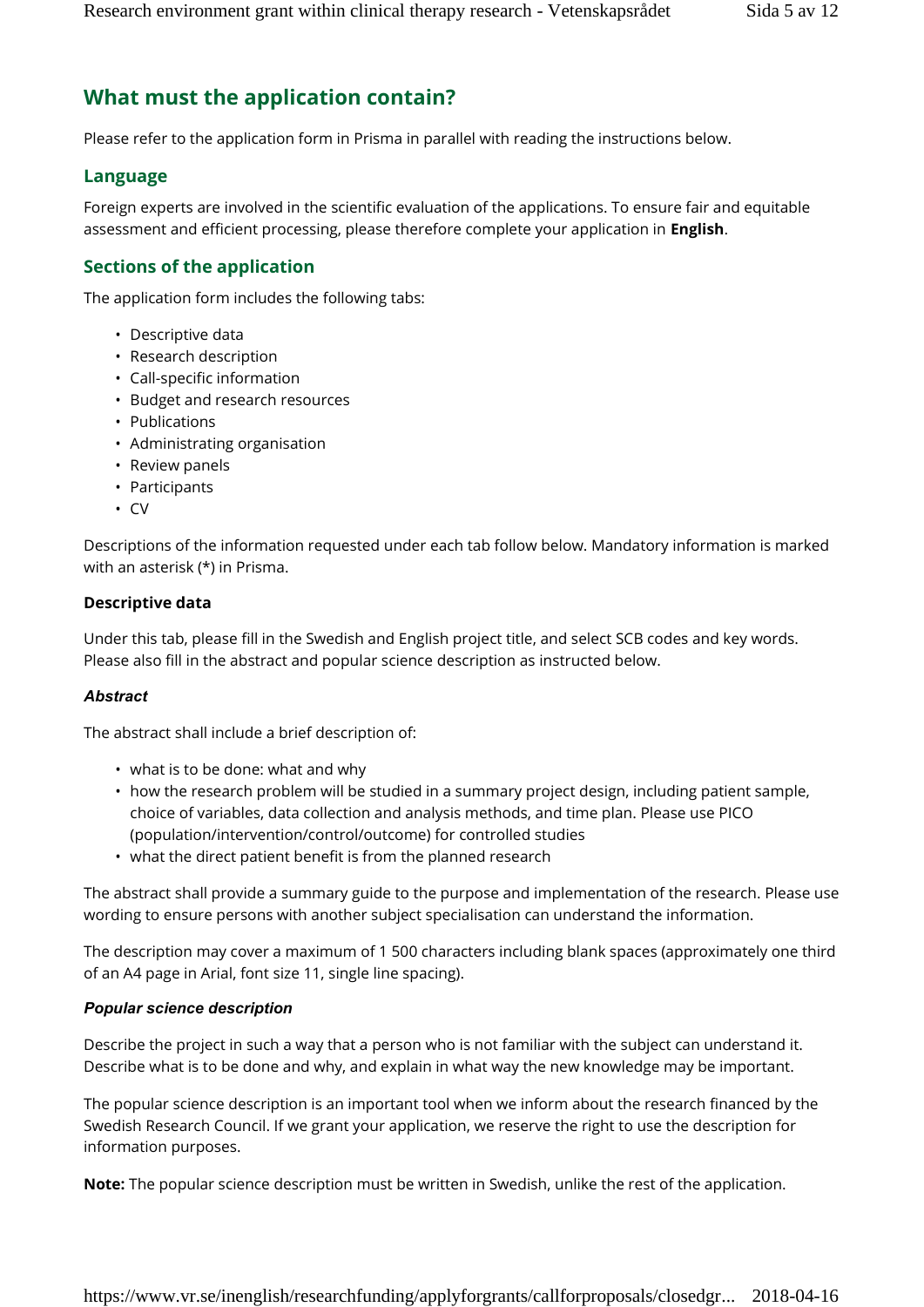## What must the application contain?

Please refer to the application form in Prisma in parallel with reading the instructions below.

### Language

Foreign experts are involved in the scientific evaluation of the applications. To ensure fair and equitable assessment and efficient processing, please therefore complete your application in **English**.

### Sections of the application

The application form includes the following tabs:

- Descriptive data
- Research description
- Call-specific information
- Budget and research resources
- Publications
- Administrating organisation
- Review panels
- Participants
- CV

Descriptions of the information requested under each tab follow below. Mandatory information is marked with an asterisk (*) in Prisma.

#### Descriptive data

Under this tab, please fill in the Swedish and English project title, and select SCB codes and key words. Please also fill in the abstract and popular science description as instructed below.

***Abstract***

The abstract shall include a brief description of:

- what is to be done: what and why
- how the research problem will be studied in a summary project design, including patient sample, choice of variables, data collection and analysis methods, and time plan. Please use PICO (population/intervention/control/outcome) for controlled studies
- what the direct patient benefit is from the planned research

The abstract shall provide a summary guide to the purpose and implementation of the research. Please use wording to ensure persons with another subject specialisation can understand the information.

The description may cover a maximum of 1 500 characters including blank spaces (approximately one third of an A4 page in Arial, font size 11, single line spacing).

***Popular science description***

Describe the project in such a way that a person who is not familiar with the subject can understand it. Describe what is to be done and why, and explain in what way the new knowledge may be important.

The popular science description is an important tool when we inform about the research financed by the Swedish Research Council. If we grant your application, we reserve the right to use the description for information purposes.

**Note:** The popular science description must be written in Swedish, unlike the rest of the application.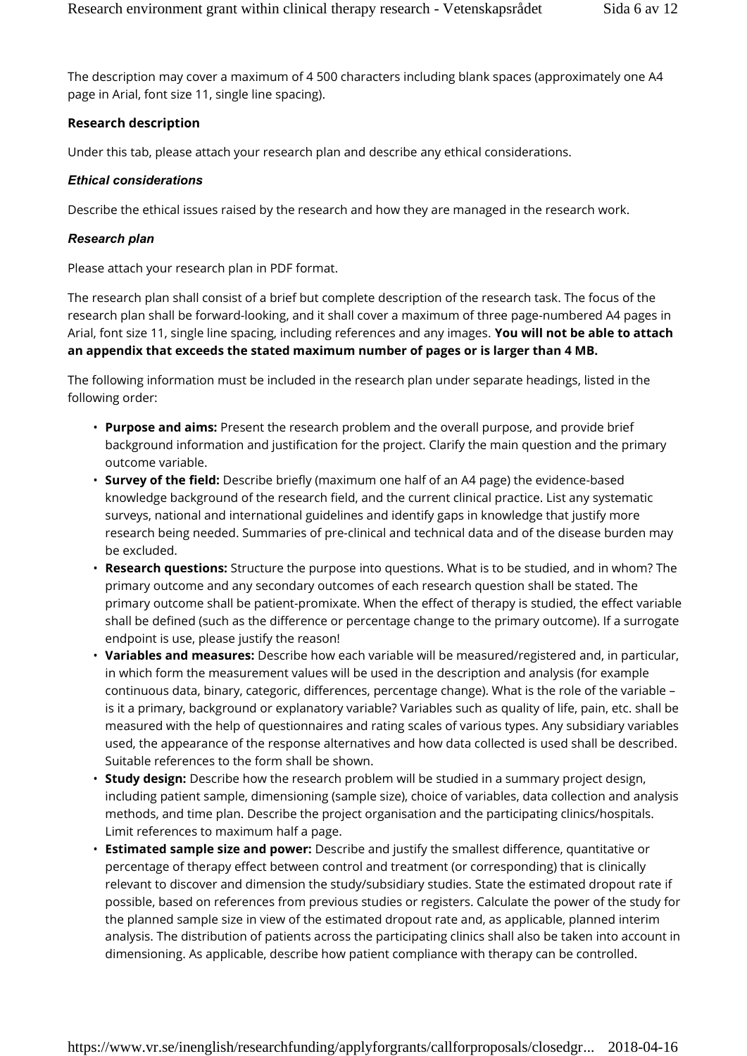The description may cover a maximum of 4 500 characters including blank spaces (approximately one A4 page in Arial, font size 11, single line spacing).

**Research description**

Under this tab, please attach your research plan and describe any ethical considerations.

***Ethical considerations***

Describe the ethical issues raised by the research and how they are managed in the research work.

***Research plan***

Please attach your research plan in PDF format.

The research plan shall consist of a brief but complete description of the research task. The focus of the research plan shall be forward-looking, and it shall cover a maximum of three page-numbered A4 pages in Arial, font size 11, single line spacing, including references and any images. **You will not be able to attach an appendix that exceeds the stated maximum number of pages or is larger than 4 MB.**

The following information must be included in the research plan under separate headings, listed in the following order:

- **Purpose and aims:** Present the research problem and the overall purpose, and provide brief background information and justification for the project. Clarify the main question and the primary outcome variable.
- **Survey of the field:** Describe briefly (maximum one half of an A4 page) the evidence-based knowledge background of the research field, and the current clinical practice. List any systematic surveys, national and international guidelines and identify gaps in knowledge that justify more research being needed. Summaries of pre-clinical and technical data and of the disease burden may be excluded.
- **Research questions:** Structure the purpose into questions. What is to be studied, and in whom? The primary outcome and any secondary outcomes of each research question shall be stated. The primary outcome shall be patient-promixate. When the effect of therapy is studied, the effect variable shall be defined (such as the difference or percentage change to the primary outcome). If a surrogate endpoint is use, please justify the reason!
- **Variables and measures:** Describe how each variable will be measured/registered and, in particular, in which form the measurement values will be used in the description and analysis (for example continuous data, binary, categoric, differences, percentage change). What is the role of the variable – is it a primary, background or explanatory variable? Variables such as quality of life, pain, etc. shall be measured with the help of questionnaires and rating scales of various types. Any subsidiary variables used, the appearance of the response alternatives and how data collected is used shall be described. Suitable references to the form shall be shown.
- **Study design:** Describe how the research problem will be studied in a summary project design, including patient sample, dimensioning (sample size), choice of variables, data collection and analysis methods, and time plan. Describe the project organisation and the participating clinics/hospitals. Limit references to maximum half a page.
- **Estimated sample size and power:** Describe and justify the smallest difference, quantitative or percentage of therapy effect between control and treatment (or corresponding) that is clinically relevant to discover and dimension the study/subsidiary studies. State the estimated dropout rate if possible, based on references from previous studies or registers. Calculate the power of the study for the planned sample size in view of the estimated dropout rate and, as applicable, planned interim analysis. The distribution of patients across the participating clinics shall also be taken into account in dimensioning. As applicable, describe how patient compliance with therapy can be controlled.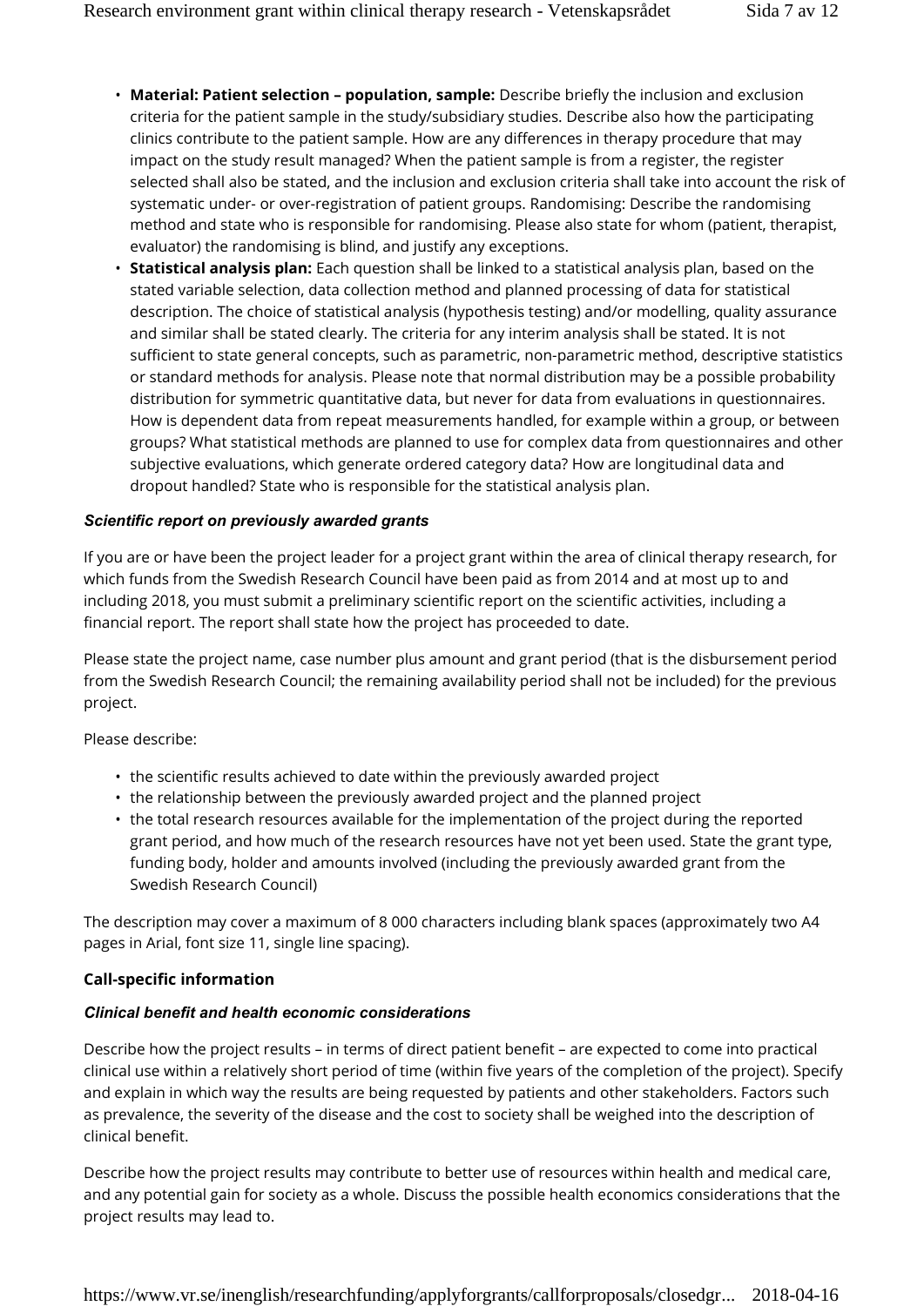- **Material: Patient selection – population, sample:** Describe briefly the inclusion and exclusion criteria for the patient sample in the study/subsidiary studies. Describe also how the participating clinics contribute to the patient sample. How are any differences in therapy procedure that may impact on the study result managed? When the patient sample is from a register, the register selected shall also be stated, and the inclusion and exclusion criteria shall take into account the risk of systematic under- or over-registration of patient groups. Randomising: Describe the randomising method and state who is responsible for randomising. Please also state for whom (patient, therapist, evaluator) the randomising is blind, and justify any exceptions.
- **Statistical analysis plan:** Each question shall be linked to a statistical analysis plan, based on the stated variable selection, data collection method and planned processing of data for statistical description. The choice of statistical analysis (hypothesis testing) and/or modelling, quality assurance and similar shall be stated clearly. The criteria for any interim analysis shall be stated. It is not sufficient to state general concepts, such as parametric, non-parametric method, descriptive statistics or standard methods for analysis. Please note that normal distribution may be a possible probability distribution for symmetric quantitative data, but never for data from evaluations in questionnaires. How is dependent data from repeat measurements handled, for example within a group, or between groups? What statistical methods are planned to use for complex data from questionnaires and other subjective evaluations, which generate ordered category data? How are longitudinal data and dropout handled? State who is responsible for the statistical analysis plan.

### *Scientific report on previously awarded grants*

If you are or have been the project leader for a project grant within the area of clinical therapy research, for which funds from the Swedish Research Council have been paid as from 2014 and at most up to and including 2018, you must submit a preliminary scientific report on the scientific activities, including a financial report. The report shall state how the project has proceeded to date.

Please state the project name, case number plus amount and grant period (that is the disbursement period from the Swedish Research Council; the remaining availability period shall not be included) for the previous project.

Please describe:

- the scientific results achieved to date within the previously awarded project
- the relationship between the previously awarded project and the planned project
- the total research resources available for the implementation of the project during the reported grant period, and how much of the research resources have not yet been used. State the grant type, funding body, holder and amounts involved (including the previously awarded grant from the Swedish Research Council)

The description may cover a maximum of 8 000 characters including blank spaces (approximately two A4 pages in Arial, font size 11, single line spacing).

## Call-specific information

### *Clinical benefit and health economic considerations*

Describe how the project results – in terms of direct patient benefit – are expected to come into practical clinical use within a relatively short period of time (within five years of the completion of the project). Specify and explain in which way the results are being requested by patients and other stakeholders. Factors such as prevalence, the severity of the disease and the cost to society shall be weighed into the description of clinical benefit.

Describe how the project results may contribute to better use of resources within health and medical care, and any potential gain for society as a whole. Discuss the possible health economics considerations that the project results may lead to.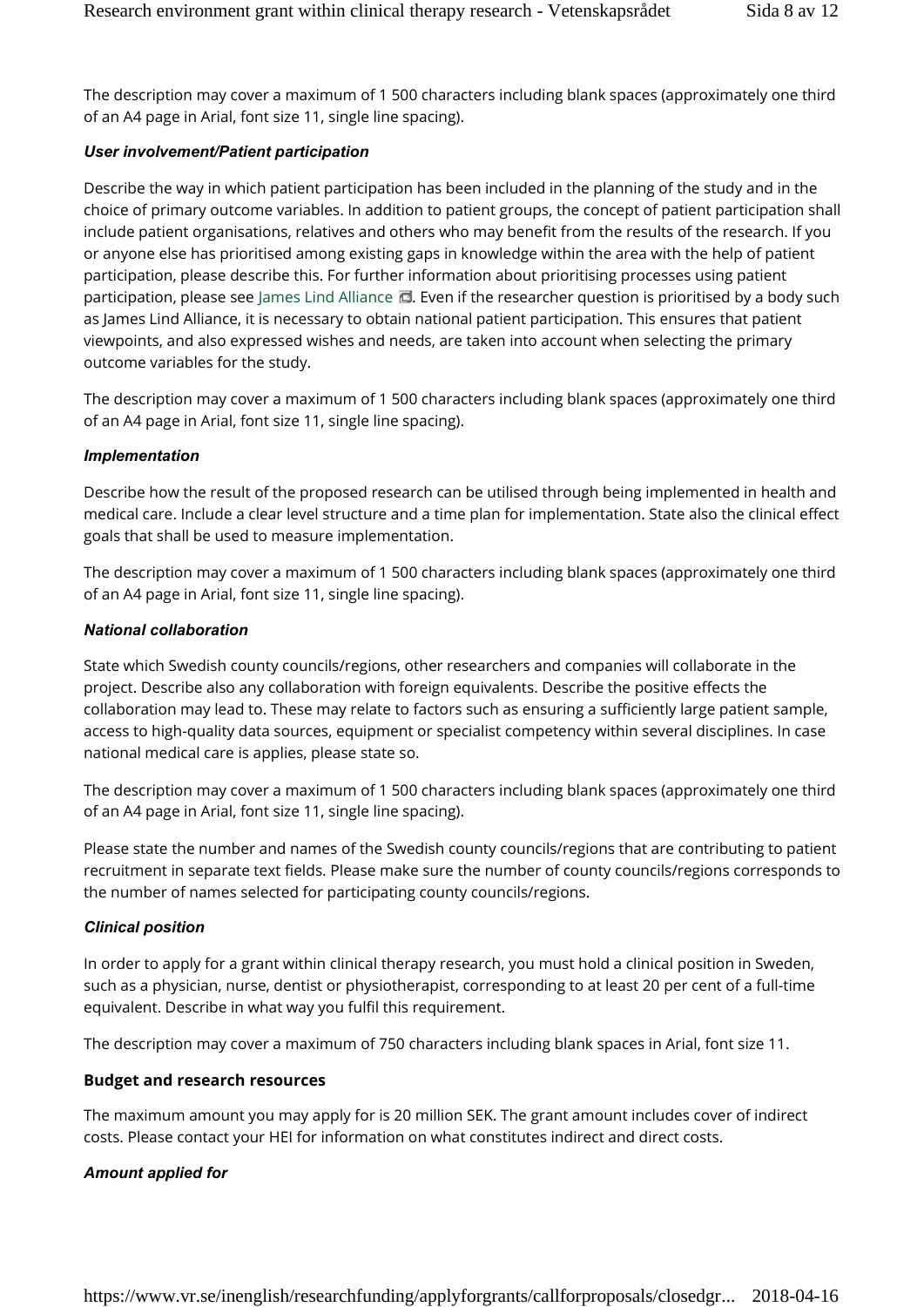The description may cover a maximum of 1 500 characters including blank spaces (approximately one third of an A4 page in Arial, font size 11, single line spacing).

### *User involvement/Patient participation*

Describe the way in which patient participation has been included in the planning of the study and in the choice of primary outcome variables. In addition to patient groups, the concept of patient participation shall include patient organisations, relatives and others who may benefit from the results of the research. If you or anyone else has prioritised among existing gaps in knowledge within the area with the help of patient participation, please describe this. For further information about prioritising processes using patient participation, please see James Lind Alliance. Even if the researcher question is prioritised by a body such as James Lind Alliance, it is necessary to obtain national patient participation. This ensures that patient viewpoints, and also expressed wishes and needs, are taken into account when selecting the primary outcome variables for the study.

The description may cover a maximum of 1 500 characters including blank spaces (approximately one third of an A4 page in Arial, font size 11, single line spacing).

### *Implementation*

Describe how the result of the proposed research can be utilised through being implemented in health and medical care. Include a clear level structure and a time plan for implementation. State also the clinical effect goals that shall be used to measure implementation.

The description may cover a maximum of 1 500 characters including blank spaces (approximately one third of an A4 page in Arial, font size 11, single line spacing).

### *National collaboration*

State which Swedish county councils/regions, other researchers and companies will collaborate in the project. Describe also any collaboration with foreign equivalents. Describe the positive effects the collaboration may lead to. These may relate to factors such as ensuring a sufficiently large patient sample, access to high-quality data sources, equipment or specialist competency within several disciplines. In case national medical care is applies, please state so.

The description may cover a maximum of 1 500 characters including blank spaces (approximately one third of an A4 page in Arial, font size 11, single line spacing).

Please state the number and names of the Swedish county councils/regions that are contributing to patient recruitment in separate text fields. Please make sure the number of county councils/regions corresponds to the number of names selected for participating county councils/regions.

### *Clinical position*

In order to apply for a grant within clinical therapy research, you must hold a clinical position in Sweden, such as a physician, nurse, dentist or physiotherapist, corresponding to at least 20 per cent of a full-time equivalent. Describe in what way you fulfil this requirement.

The description may cover a maximum of 750 characters including blank spaces in Arial, font size 11.

## Budget and research resources

The maximum amount you may apply for is 20 million SEK. The grant amount includes cover of indirect costs. Please contact your HEI for information on what constitutes indirect and direct costs.

### *Amount applied for*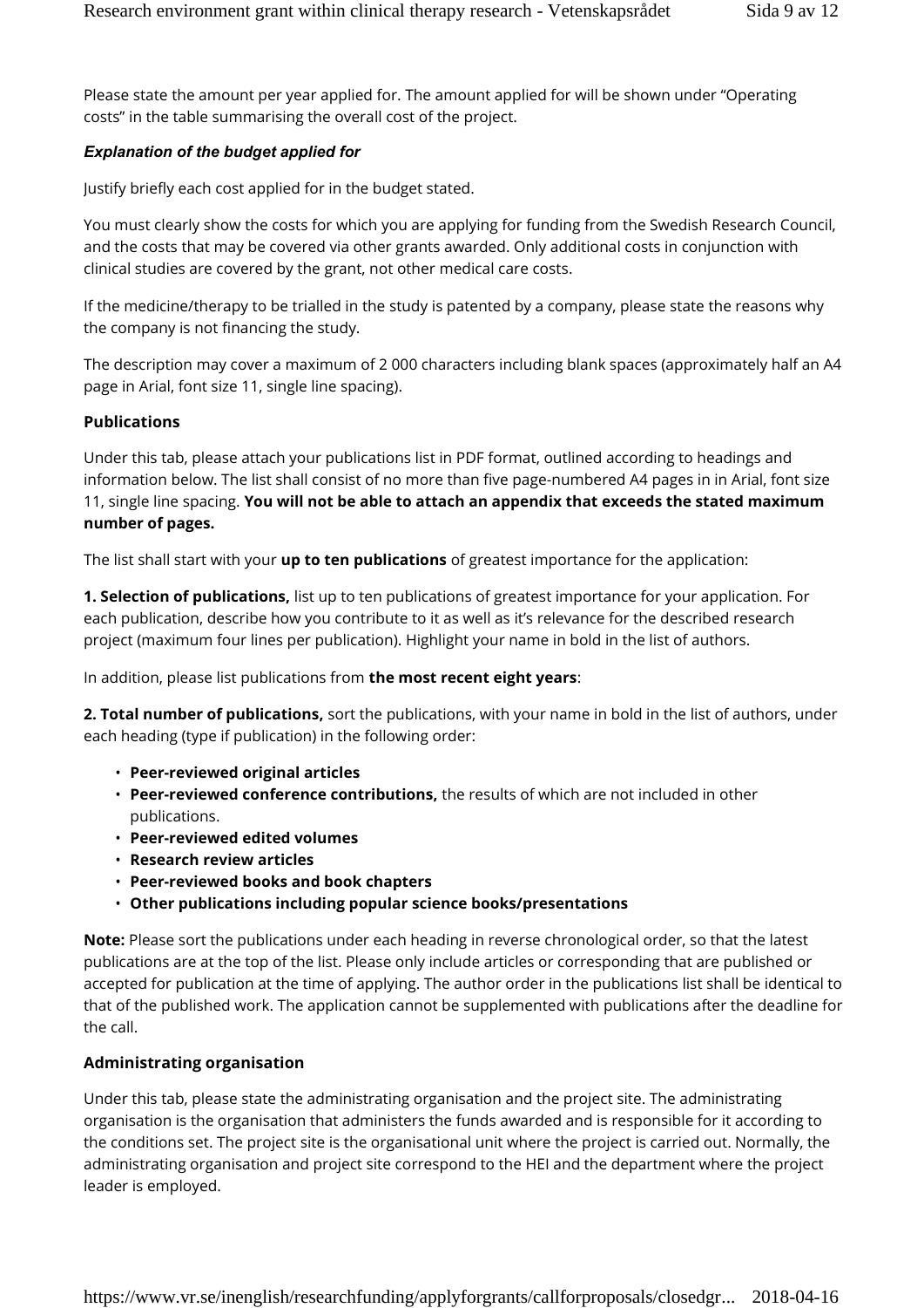Please state the amount per year applied for. The amount applied for will be shown under "Operating costs" in the table summarising the overall cost of the project.

***Explanation of the budget applied for***

Justify briefly each cost applied for in the budget stated.

You must clearly show the costs for which you are applying for funding from the Swedish Research Council, and the costs that may be covered via other grants awarded. Only additional costs in conjunction with clinical studies are covered by the grant, not other medical care costs.

If the medicine/therapy to be trialled in the study is patented by a company, please state the reasons why the company is not financing the study.

The description may cover a maximum of 2 000 characters including blank spaces (approximately half an A4 page in Arial, font size 11, single line spacing).

**Publications**

Under this tab, please attach your publications list in PDF format, outlined according to headings and information below. The list shall consist of no more than five page-numbered A4 pages in in Arial, font size 11, single line spacing. **You will not be able to attach an appendix that exceeds the stated maximum number of pages.**

The list shall start with your **up to ten publications** of greatest importance for the application:

**1. Selection of publications,** list up to ten publications of greatest importance for your application. For each publication, describe how you contribute to it as well as it's relevance for the described research project (maximum four lines per publication). Highlight your name in bold in the list of authors.

In addition, please list publications from **the most recent eight years**:

**2. Total number of publications,** sort the publications, with your name in bold in the list of authors, under each heading (type if publication) in the following order:

- **Peer-reviewed original articles**
- **Peer-reviewed conference contributions,** the results of which are not included in other publications.
- **Peer-reviewed edited volumes**
- **Research review articles**
- **Peer-reviewed books and book chapters**
- **Other publications including popular science books/presentations**

**Note:** Please sort the publications under each heading in reverse chronological order, so that the latest publications are at the top of the list. Please only include articles or corresponding that are published or accepted for publication at the time of applying. The author order in the publications list shall be identical to that of the published work. The application cannot be supplemented with publications after the deadline for the call.

**Administrating organisation**

Under this tab, please state the administrating organisation and the project site. The administrating organisation is the organisation that administers the funds awarded and is responsible for it according to the conditions set. The project site is the organisational unit where the project is carried out. Normally, the administrating organisation and project site correspond to the HEI and the department where the project leader is employed.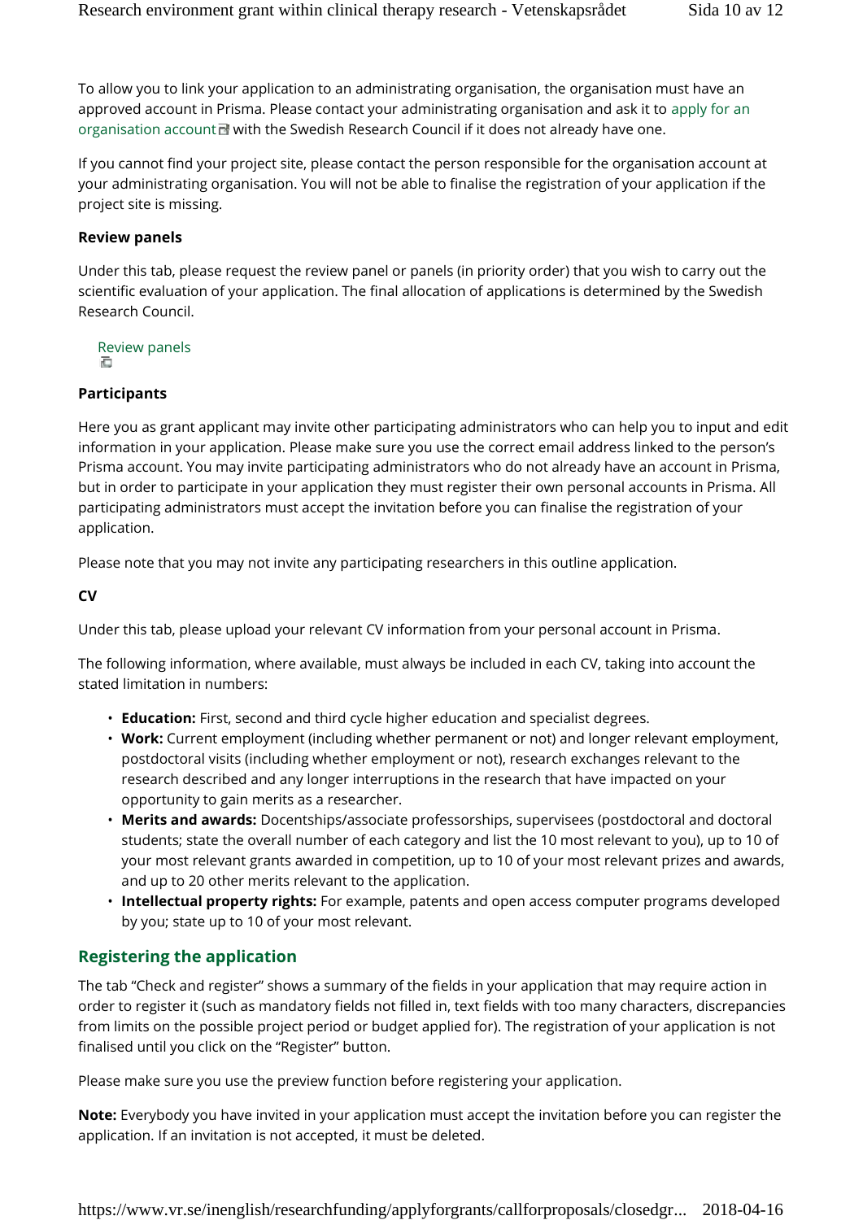To allow you to link your application to an administrating organisation, the organisation must have an approved account in Prisma. Please contact your administrating organisation and ask it to apply for an organisation account with the Swedish Research Council if it does not already have one.

If you cannot find your project site, please contact the person responsible for the organisation account at your administrating organisation. You will not be able to finalise the registration of your application if the project site is missing.

**Review panels**

Under this tab, please request the review panel or panels (in priority order) that you wish to carry out the scientific evaluation of your application. The final allocation of applications is determined by the Swedish Research Council.

Review panels

**Participants**

Here you as grant applicant may invite other participating administrators who can help you to input and edit information in your application. Please make sure you use the correct email address linked to the person's Prisma account. You may invite participating administrators who do not already have an account in Prisma, but in order to participate in your application they must register their own personal accounts in Prisma. All participating administrators must accept the invitation before you can finalise the registration of your application.

Please note that you may not invite any participating researchers in this outline application.

**CV**

Under this tab, please upload your relevant CV information from your personal account in Prisma.

The following information, where available, must always be included in each CV, taking into account the stated limitation in numbers:

- **Education:** First, second and third cycle higher education and specialist degrees.
- **Work:** Current employment (including whether permanent or not) and longer relevant employment, postdoctoral visits (including whether employment or not), research exchanges relevant to the research described and any longer interruptions in the research that have impacted on your opportunity to gain merits as a researcher.
- **Merits and awards:** Docentships/associate professorships, supervisees (postdoctoral and doctoral students; state the overall number of each category and list the 10 most relevant to you), up to 10 of your most relevant grants awarded in competition, up to 10 of your most relevant prizes and awards, and up to 20 other merits relevant to the application.
- **Intellectual property rights:** For example, patents and open access computer programs developed by you; state up to 10 of your most relevant.

## Registering the application

The tab "Check and register" shows a summary of the fields in your application that may require action in order to register it (such as mandatory fields not filled in, text fields with too many characters, discrepancies from limits on the possible project period or budget applied for). The registration of your application is not finalised until you click on the "Register" button.

Please make sure you use the preview function before registering your application.

**Note:** Everybody you have invited in your application must accept the invitation before you can register the application. If an invitation is not accepted, it must be deleted.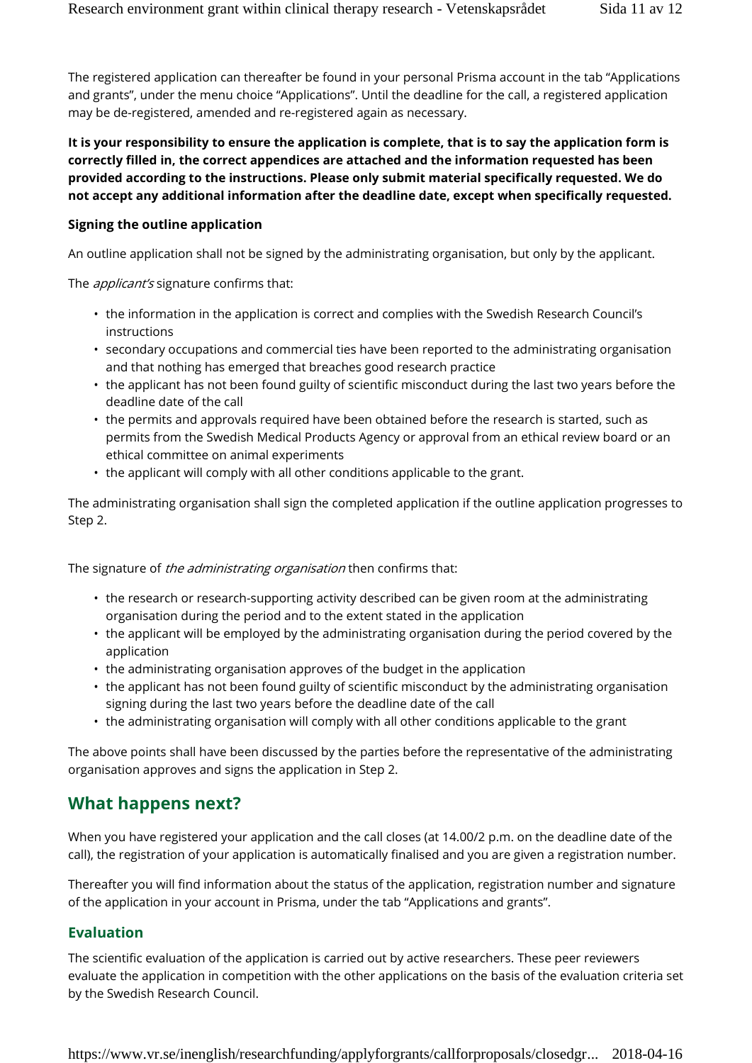The registered application can thereafter be found in your personal Prisma account in the tab "Applications and grants", under the menu choice "Applications". Until the deadline for the call, a registered application may be de-registered, amended and re-registered again as necessary.

**It is your responsibility to ensure the application is complete, that is to say the application form is correctly filled in, the correct appendices are attached and the information requested has been provided according to the instructions. Please only submit material specifically requested. We do not accept any additional information after the deadline date, except when specifically requested.**

**Signing the outline application**

An outline application shall not be signed by the administrating organisation, but only by the applicant.

The *applicant's* signature confirms that:

- the information in the application is correct and complies with the Swedish Research Council's instructions
- secondary occupations and commercial ties have been reported to the administrating organisation and that nothing has emerged that breaches good research practice
- the applicant has not been found guilty of scientific misconduct during the last two years before the deadline date of the call
- the permits and approvals required have been obtained before the research is started, such as permits from the Swedish Medical Products Agency or approval from an ethical review board or an ethical committee on animal experiments
- the applicant will comply with all other conditions applicable to the grant.

The administrating organisation shall sign the completed application if the outline application progresses to Step 2.

The signature of *the administrating organisation* then confirms that:

- the research or research-supporting activity described can be given room at the administrating organisation during the period and to the extent stated in the application
- the applicant will be employed by the administrating organisation during the period covered by the application
- the administrating organisation approves of the budget in the application
- the applicant has not been found guilty of scientific misconduct by the administrating organisation signing during the last two years before the deadline date of the call
- the administrating organisation will comply with all other conditions applicable to the grant

The above points shall have been discussed by the parties before the representative of the administrating organisation approves and signs the application in Step 2.

## What happens next?

When you have registered your application and the call closes (at 14.00/2 p.m. on the deadline date of the call), the registration of your application is automatically finalised and you are given a registration number.

Thereafter you will find information about the status of the application, registration number and signature of the application in your account in Prisma, under the tab "Applications and grants".

### Evaluation

The scientific evaluation of the application is carried out by active researchers. These peer reviewers evaluate the application in competition with the other applications on the basis of the evaluation criteria set by the Swedish Research Council.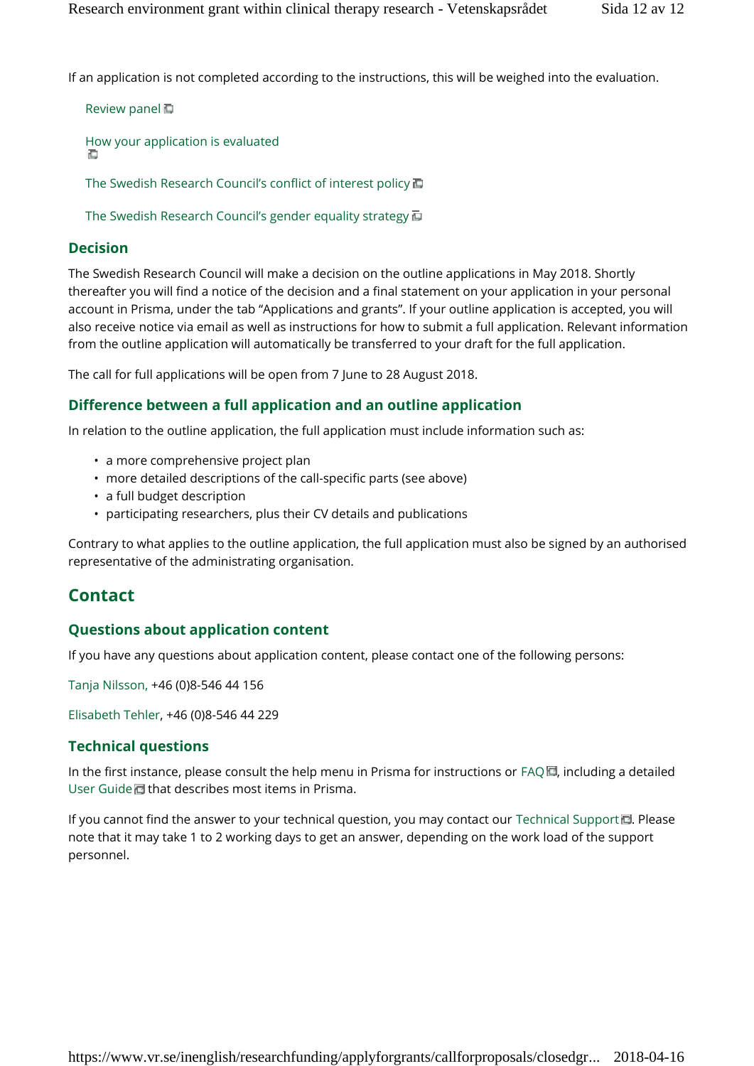If an application is not completed according to the instructions, this will be weighed into the evaluation.

Review panel

How your application is evaluated

The Swedish Research Council's conflict of interest policy

The Swedish Research Council's gender equality strategy

### Decision

The Swedish Research Council will make a decision on the outline applications in May 2018. Shortly thereafter you will find a notice of the decision and a final statement on your application in your personal account in Prisma, under the tab "Applications and grants". If your outline application is accepted, you will also receive notice via email as well as instructions for how to submit a full application. Relevant information from the outline application will automatically be transferred to your draft for the full application.

The call for full applications will be open from 7 June to 28 August 2018.

### Difference between a full application and an outline application

In relation to the outline application, the full application must include information such as:

- a more comprehensive project plan
- more detailed descriptions of the call-specific parts (see above)
- a full budget description
- participating researchers, plus their CV details and publications

Contrary to what applies to the outline application, the full application must also be signed by an authorised representative of the administrating organisation.

## Contact

### Questions about application content

If you have any questions about application content, please contact one of the following persons:

Tanja Nilsson, +46 (0)8-546 44 156

Elisabeth Tehler, +46 (0)8-546 44 229

### Technical questions

In the first instance, please consult the help menu in Prisma for instructions or FAQ, including a detailed User Guide that describes most items in Prisma.

If you cannot find the answer to your technical question, you may contact our Technical Support. Please note that it may take 1 to 2 working days to get an answer, depending on the work load of the support personnel.